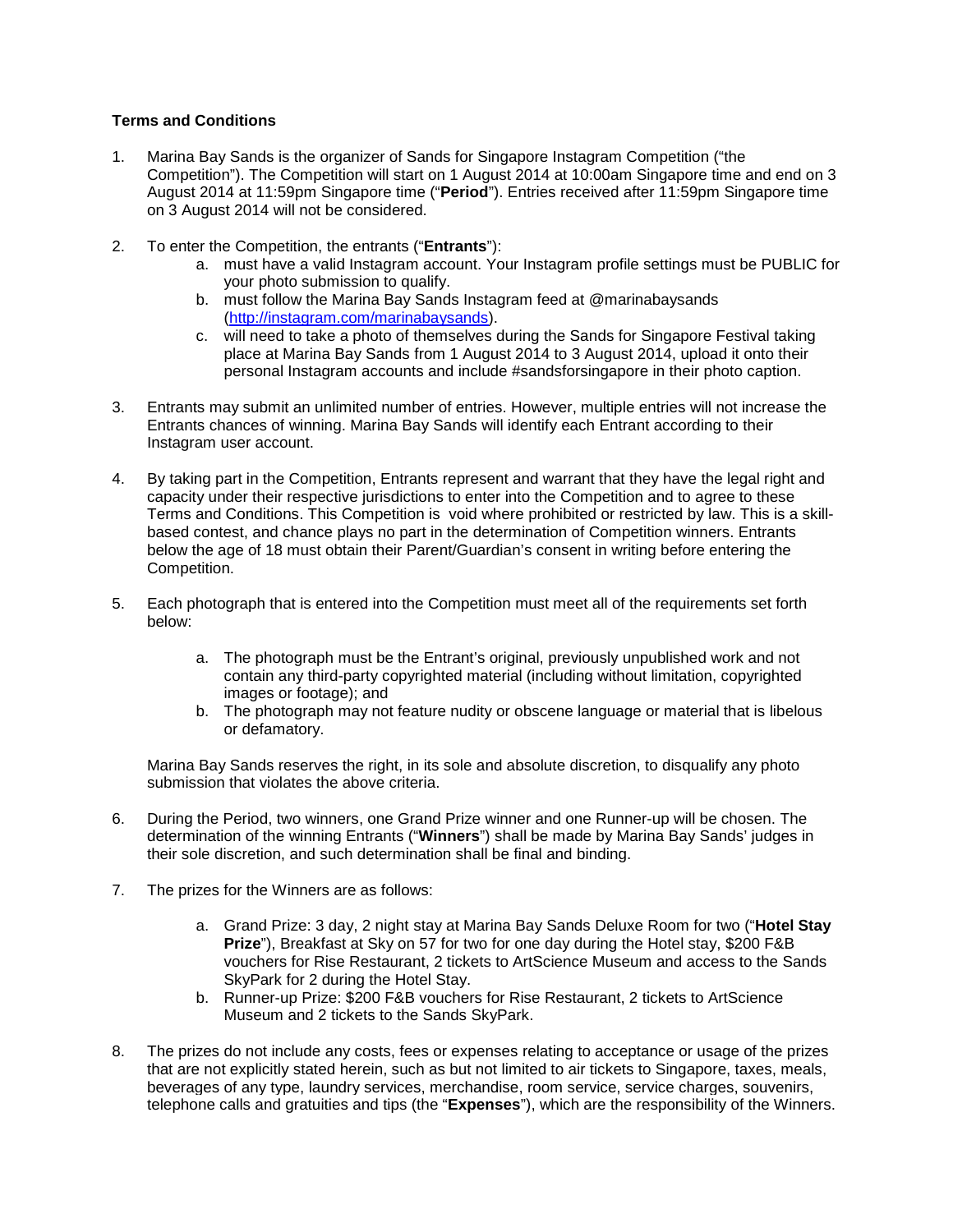**Terms and Conditions**

1. Marina Bay Sands is the organizer of Sands for Singapore Instagram Competition ("the Competition"). The Competition will start on 1 August 2014 at 10:00am Singapore time and end on 3 August 2014 at 11:59pm Singapore time ("**Period**"). Entries received after 11:59pm Singapore time on 3 August 2014 will not be considered.

2. To enter the Competition, the entrants ("**Entrants**"):
   a. must have a valid Instagram account. Your Instagram profile settings must be PUBLIC for your photo submission to qualify.
   b. must follow the Marina Bay Sands Instagram feed at @marinabaysands ([http://instagram.com/marinabaysands](http://instagram.com/marinabaysands)).
   c. will need to take a photo of themselves during the Sands for Singapore Festival taking place at Marina Bay Sands from 1 August 2014 to 3 August 2014, upload it onto their personal Instagram accounts and include #sandsforsingapore in their photo caption.

3. Entrants may submit an unlimited number of entries. However, multiple entries will not increase the Entrants chances of winning. Marina Bay Sands will identify each Entrant according to their Instagram user account.

4. By taking part in the Competition, Entrants represent and warrant that they have the legal right and capacity under their respective jurisdictions to enter into the Competition and to agree to these Terms and Conditions. This Competition is void where prohibited or restricted by law. This is a skill-based contest, and chance plays no part in the determination of Competition winners. Entrants below the age of 18 must obtain their Parent/Guardian's consent in writing before entering the Competition.

5. Each photograph that is entered into the Competition must meet all of the requirements set forth below:

   a. The photograph must be the Entrant's original, previously unpublished work and not contain any third-party copyrighted material (including without limitation, copyrighted images or footage); and
   b. The photograph may not feature nudity or obscene language or material that is libelous or defamatory.

   Marina Bay Sands reserves the right, in its sole and absolute discretion, to disqualify any photo submission that violates the above criteria.

6. During the Period, two winners, one Grand Prize winner and one Runner-up will be chosen. The determination of the winning Entrants ("**Winners**") shall be made by Marina Bay Sands' judges in their sole discretion, and such determination shall be final and binding.

7. The prizes for the Winners are as follows:

   a. Grand Prize: 3 day, 2 night stay at Marina Bay Sands Deluxe Room for two ("**Hotel Stay Prize**"), Breakfast at Sky on 57 for two for one day during the Hotel stay, $200 F&B vouchers for Rise Restaurant, 2 tickets to ArtScience Museum and access to the Sands SkyPark for 2 during the Hotel Stay.
   b. Runner-up Prize: $200 F&B vouchers for Rise Restaurant, 2 tickets to ArtScience Museum and 2 tickets to the Sands SkyPark.

8. The prizes do not include any costs, fees or expenses relating to acceptance or usage of the prizes that are not explicitly stated herein, such as but not limited to air tickets to Singapore, taxes, meals, beverages of any type, laundry services, merchandise, room service, service charges, souvenirs, telephone calls and gratuities and tips (the "**Expenses**"), which are the responsibility of the Winners.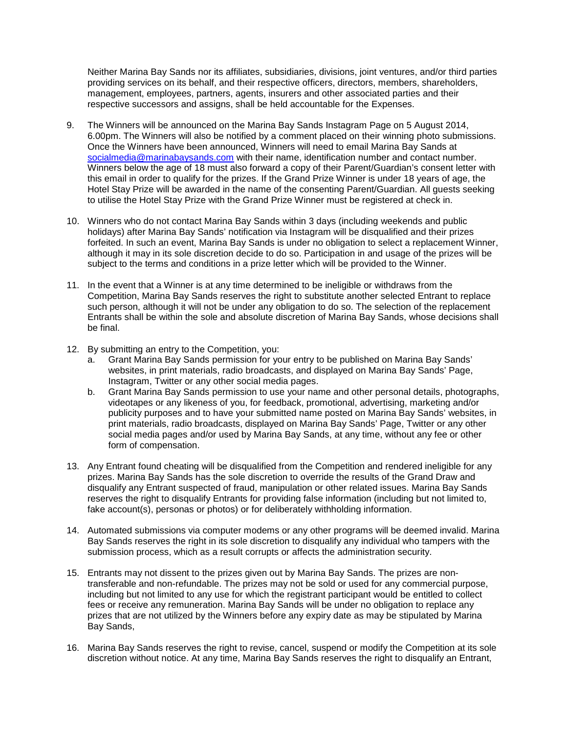Neither Marina Bay Sands nor its affiliates, subsidiaries, divisions, joint ventures, and/or third parties providing services on its behalf, and their respective officers, directors, members, shareholders, management, employees, partners, agents, insurers and other associated parties and their respective successors and assigns, shall be held accountable for the Expenses.

9. The Winners will be announced on the Marina Bay Sands Instagram Page on 5 August 2014, 6.00pm. The Winners will also be notified by a comment placed on their winning photo submissions. Once the Winners have been announced, Winners will need to email Marina Bay Sands at socialmedia@marinabaysands.com with their name, identification number and contact number. Winners below the age of 18 must also forward a copy of their Parent/Guardian's consent letter with this email in order to qualify for the prizes. If the Grand Prize Winner is under 18 years of age, the Hotel Stay Prize will be awarded in the name of the consenting Parent/Guardian. All guests seeking to utilise the Hotel Stay Prize with the Grand Prize Winner must be registered at check in.

10. Winners who do not contact Marina Bay Sands within 3 days (including weekends and public holidays) after Marina Bay Sands' notification via Instagram will be disqualified and their prizes forfeited. In such an event, Marina Bay Sands is under no obligation to select a replacement Winner, although it may in its sole discretion decide to do so. Participation in and usage of the prizes will be subject to the terms and conditions in a prize letter which will be provided to the Winner.

11. In the event that a Winner is at any time determined to be ineligible or withdraws from the Competition, Marina Bay Sands reserves the right to substitute another selected Entrant to replace such person, although it will not be under any obligation to do so. The selection of the replacement Entrants shall be within the sole and absolute discretion of Marina Bay Sands, whose decisions shall be final.

12. By submitting an entry to the Competition, you:
    a. Grant Marina Bay Sands permission for your entry to be published on Marina Bay Sands' websites, in print materials, radio broadcasts, and displayed on Marina Bay Sands' Page, Instagram, Twitter or any other social media pages.
    b. Grant Marina Bay Sands permission to use your name and other personal details, photographs, videotapes or any likeness of you, for feedback, promotional, advertising, marketing and/or publicity purposes and to have your submitted name posted on Marina Bay Sands' websites, in print materials, radio broadcasts, displayed on Marina Bay Sands' Page, Twitter or any other social media pages and/or used by Marina Bay Sands, at any time, without any fee or other form of compensation.

13. Any Entrant found cheating will be disqualified from the Competition and rendered ineligible for any prizes. Marina Bay Sands has the sole discretion to override the results of the Grand Draw and disqualify any Entrant suspected of fraud, manipulation or other related issues. Marina Bay Sands reserves the right to disqualify Entrants for providing false information (including but not limited to, fake account(s), personas or photos) or for deliberately withholding information.

14. Automated submissions via computer modems or any other programs will be deemed invalid. Marina Bay Sands reserves the right in its sole discretion to disqualify any individual who tampers with the submission process, which as a result corrupts or affects the administration security.

15. Entrants may not dissent to the prizes given out by Marina Bay Sands. The prizes are non-transferable and non-refundable. The prizes may not be sold or used for any commercial purpose, including but not limited to any use for which the registrant participant would be entitled to collect fees or receive any remuneration. Marina Bay Sands will be under no obligation to replace any prizes that are not utilized by the Winners before any expiry date as may be stipulated by Marina Bay Sands,

16. Marina Bay Sands reserves the right to revise, cancel, suspend or modify the Competition at its sole discretion without notice. At any time, Marina Bay Sands reserves the right to disqualify an Entrant,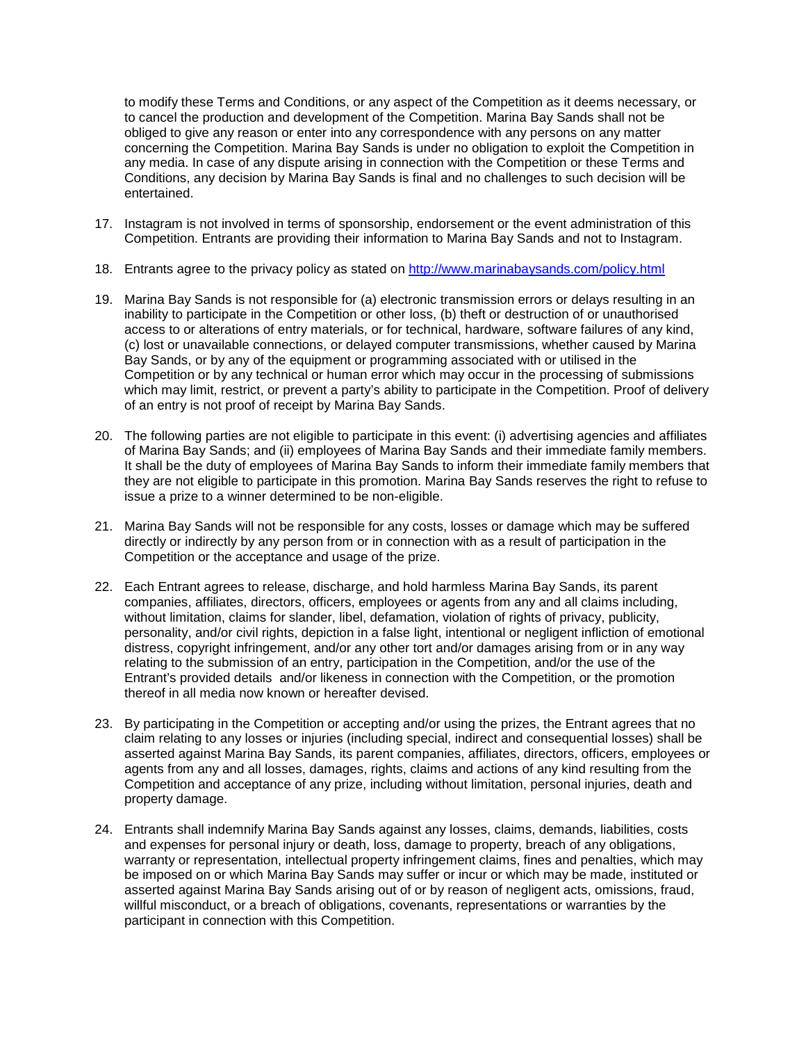to modify these Terms and Conditions, or any aspect of the Competition as it deems necessary, or to cancel the production and development of the Competition. Marina Bay Sands shall not be obliged to give any reason or enter into any correspondence with any persons on any matter concerning the Competition. Marina Bay Sands is under no obligation to exploit the Competition in any media. In case of any dispute arising in connection with the Competition or these Terms and Conditions, any decision by Marina Bay Sands is final and no challenges to such decision will be entertained.

17. Instagram is not involved in terms of sponsorship, endorsement or the event administration of this Competition. Entrants are providing their information to Marina Bay Sands and not to Instagram.

18. Entrants agree to the privacy policy as stated on [http://www.marinabaysands.com/policy.html](http://www.marinabaysands.com/policy.html)

19. Marina Bay Sands is not responsible for (a) electronic transmission errors or delays resulting in an inability to participate in the Competition or other loss, (b) theft or destruction of or unauthorised access to or alterations of entry materials, or for technical, hardware, software failures of any kind, (c) lost or unavailable connections, or delayed computer transmissions, whether caused by Marina Bay Sands, or by any of the equipment or programming associated with or utilised in the Competition or by any technical or human error which may occur in the processing of submissions which may limit, restrict, or prevent a party's ability to participate in the Competition. Proof of delivery of an entry is not proof of receipt by Marina Bay Sands.

20. The following parties are not eligible to participate in this event: (i) advertising agencies and affiliates of Marina Bay Sands; and (ii) employees of Marina Bay Sands and their immediate family members. It shall be the duty of employees of Marina Bay Sands to inform their immediate family members that they are not eligible to participate in this promotion. Marina Bay Sands reserves the right to refuse to issue a prize to a winner determined to be non-eligible.

21. Marina Bay Sands will not be responsible for any costs, losses or damage which may be suffered directly or indirectly by any person from or in connection with as a result of participation in the Competition or the acceptance and usage of the prize.

22. Each Entrant agrees to release, discharge, and hold harmless Marina Bay Sands, its parent companies, affiliates, directors, officers, employees or agents from any and all claims including, without limitation, claims for slander, libel, defamation, violation of rights of privacy, publicity, personality, and/or civil rights, depiction in a false light, intentional or negligent infliction of emotional distress, copyright infringement, and/or any other tort and/or damages arising from or in any way relating to the submission of an entry, participation in the Competition, and/or the use of the Entrant's provided details and/or likeness in connection with the Competition, or the promotion thereof in all media now known or hereafter devised.

23. By participating in the Competition or accepting and/or using the prizes, the Entrant agrees that no claim relating to any losses or injuries (including special, indirect and consequential losses) shall be asserted against Marina Bay Sands, its parent companies, affiliates, directors, officers, employees or agents from any and all losses, damages, rights, claims and actions of any kind resulting from the Competition and acceptance of any prize, including without limitation, personal injuries, death and property damage.

24. Entrants shall indemnify Marina Bay Sands against any losses, claims, demands, liabilities, costs and expenses for personal injury or death, loss, damage to property, breach of any obligations, warranty or representation, intellectual property infringement claims, fines and penalties, which may be imposed on or which Marina Bay Sands may suffer or incur or which may be made, instituted or asserted against Marina Bay Sands arising out of or by reason of negligent acts, omissions, fraud, willful misconduct, or a breach of obligations, covenants, representations or warranties by the participant in connection with this Competition.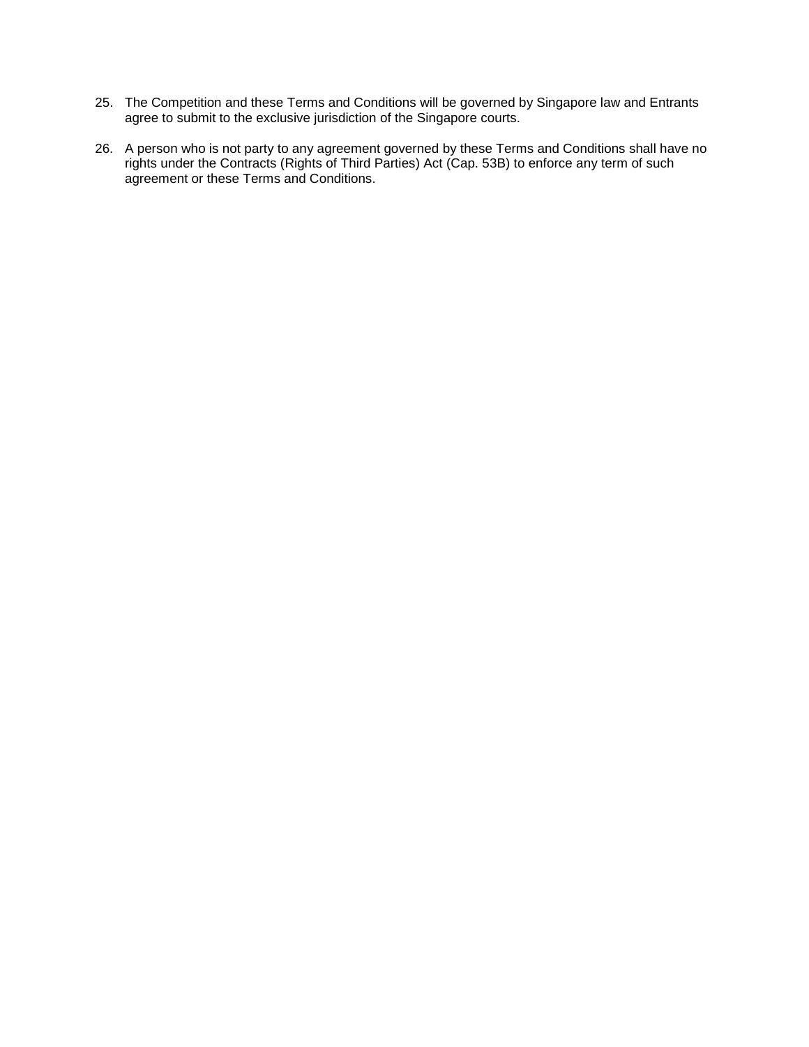25. The Competition and these Terms and Conditions will be governed by Singapore law and Entrants agree to submit to the exclusive jurisdiction of the Singapore courts.

26. A person who is not party to any agreement governed by these Terms and Conditions shall have no rights under the Contracts (Rights of Third Parties) Act (Cap. 53B) to enforce any term of such agreement or these Terms and Conditions.